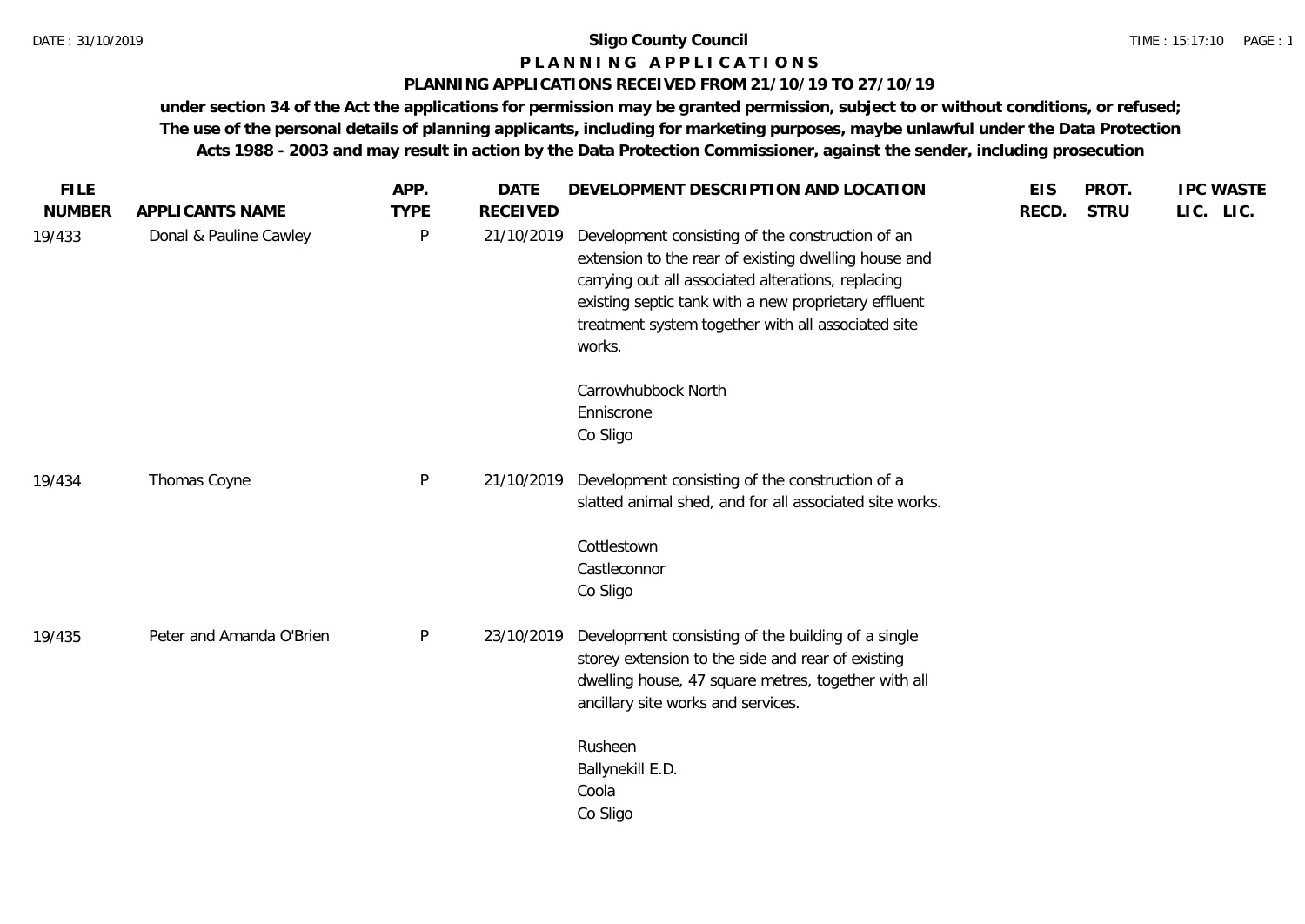# Sligo County Council

## P L A N N I N G   A P P L I C A T I O N S

### PLANNING APPLICATIONS RECEIVED FROM 21/10/19 TO 27/10/19

**under section 34 of the Act the applications for permission may be granted permission, subject to or without conditions, or refused; The use of the personal details of planning applicants, including for marketing purposes, maybe unlawful under the Data Protection Acts 1988 - 2003 and may result in action by the Data Protection Commissioner, against the sender, including prosecution**

| FILE NUMBER | APPLICANTS NAME | APP. TYPE | DATE RECEIVED | DEVELOPMENT DESCRIPTION AND LOCATION | EIS RECD. | PROT. STRU | IPC LIC. | WASTE LIC. |
|---|---|---|---|---|---|---|---|---|
| 19/433 | Donal & Pauline Cawley | P | 21/10/2019 | Development consisting of the construction of an extension to the rear of existing dwelling house and carrying out all associated alterations, replacing existing septic tank with a new proprietary effluent treatment system together with all associated site works.<br><br>Carrowhubbock North<br>Enniscrone<br>Co Sligo | | | | |
| 19/434 | Thomas Coyne | P | 21/10/2019 | Development consisting of the construction of a slatted animal shed, and for all associated site works.<br><br>Cottlestown<br>Castleconnor<br>Co Sligo | | | | |
| 19/435 | Peter and Amanda O'Brien | P | 23/10/2019 | Development consisting of the building of a single storey extension to the side and rear of existing dwelling house, 47 square metres, together with all ancillary site works and services.<br><br>Rusheen<br>Ballynekill E.D.<br>Coola<br>Co Sligo | | | | |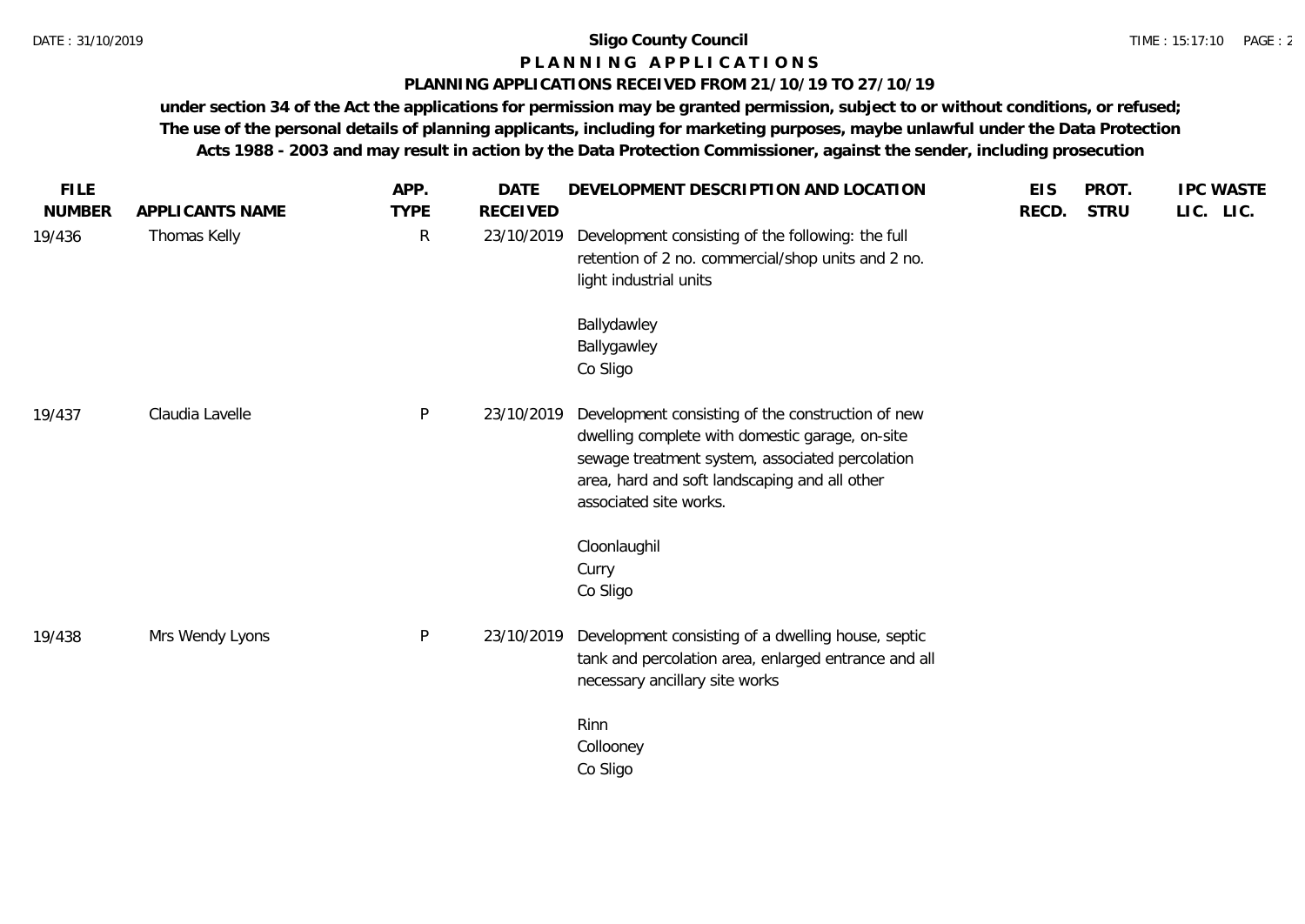# Sligo County Council

## P L A N N I N G  A P P L I C A T I O N S

### PLANNING APPLICATIONS RECEIVED FROM 21/10/19 TO 27/10/19

**under section 34 of the Act the applications for permission may be granted permission, subject to or without conditions, or refused; The use of the personal details of planning applicants, including for marketing purposes, maybe unlawful under the Data Protection Acts 1988 - 2003 and may result in action by the Data Protection Commissioner, against the sender, including prosecution**

| FILE NUMBER | APPLICANTS NAME | APP. TYPE | DATE RECEIVED | DEVELOPMENT DESCRIPTION AND LOCATION | EIS RECD. | PROT. STRU | IPC LIC. | WASTE LIC. |
|---|---|---|---|---|---|---|---|---|
| 19/436 | Thomas Kelly | R | 23/10/2019 | Development consisting of the following: the full retention of 2 no. commercial/shop units and 2 no. light industrial units<br><br>Ballydawley<br>Ballygawley<br>Co Sligo | | | | |
| 19/437 | Claudia Lavelle | P | 23/10/2019 | Development consisting of the construction of new dwelling complete with domestic garage, on-site sewage treatment system, associated percolation area, hard and soft landscaping and all other associated site works.<br><br>Cloonlaughil<br>Curry<br>Co Sligo | | | | |
| 19/438 | Mrs Wendy Lyons | P | 23/10/2019 | Development consisting of a dwelling house, septic tank and percolation area, enlarged entrance and all necessary ancillary site works<br><br>Rinn<br>Collooney<br>Co Sligo | | | | |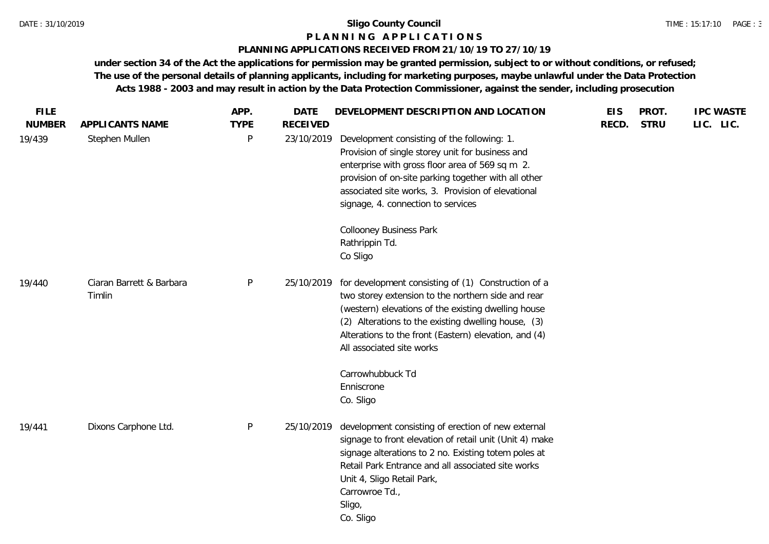**Sligo County Council**

**P L A N N I N G   A P P L I C A T I O N S**

**PLANNING APPLICATIONS RECEIVED FROM 21/10/19 TO 27/10/19**

**under section 34 of the Act the applications for permission may be granted permission, subject to or without conditions, or refused; The use of the personal details of planning applicants, including for marketing purposes, maybe unlawful under the Data Protection Acts 1988 - 2003 and may result in action by the Data Protection Commissioner, against the sender, including prosecution**

| FILE NUMBER | APPLICANTS NAME | APP. TYPE | DATE RECEIVED | DEVELOPMENT DESCRIPTION AND LOCATION | EIS RECD. | PROT. STRU | IPC LIC. | WASTE LIC. |
|---|---|---|---|---|---|---|---|---|
| 19/439 | Stephen Mullen | P | 23/10/2019 | Development consisting of the following: 1. Provision of single storey unit for business and enterprise with gross floor area of 569 sq m 2. provision of on-site parking together with all other associated site works, 3. Provision of elevational signage, 4. connection to services<br><br>Collooney Business Park<br>Rathrippin Td.<br>Co Sligo | | | | |
| 19/440 | Ciaran Barrett & Barbara Timlin | P | 25/10/2019 | for development consisting of (1) Construction of a two storey extension to the northern side and rear (western) elevations of the existing dwelling house (2) Alterations to the existing dwelling house, (3) Alterations to the front (Eastern) elevation, and (4) All associated site works<br><br>Carrowhubbuck Td<br>Enniscrone<br>Co. Sligo | | | | |
| 19/441 | Dixons Carphone Ltd. | P | 25/10/2019 | development consisting of erection of new external signage to front elevation of retail unit (Unit 4) make signage alterations to 2 no. Existing totem poles at Retail Park Entrance and all associated site works<br>Unit 4, Sligo Retail Park,<br>Carrowroe Td.,<br>Sligo,<br>Co. Sligo | | | | |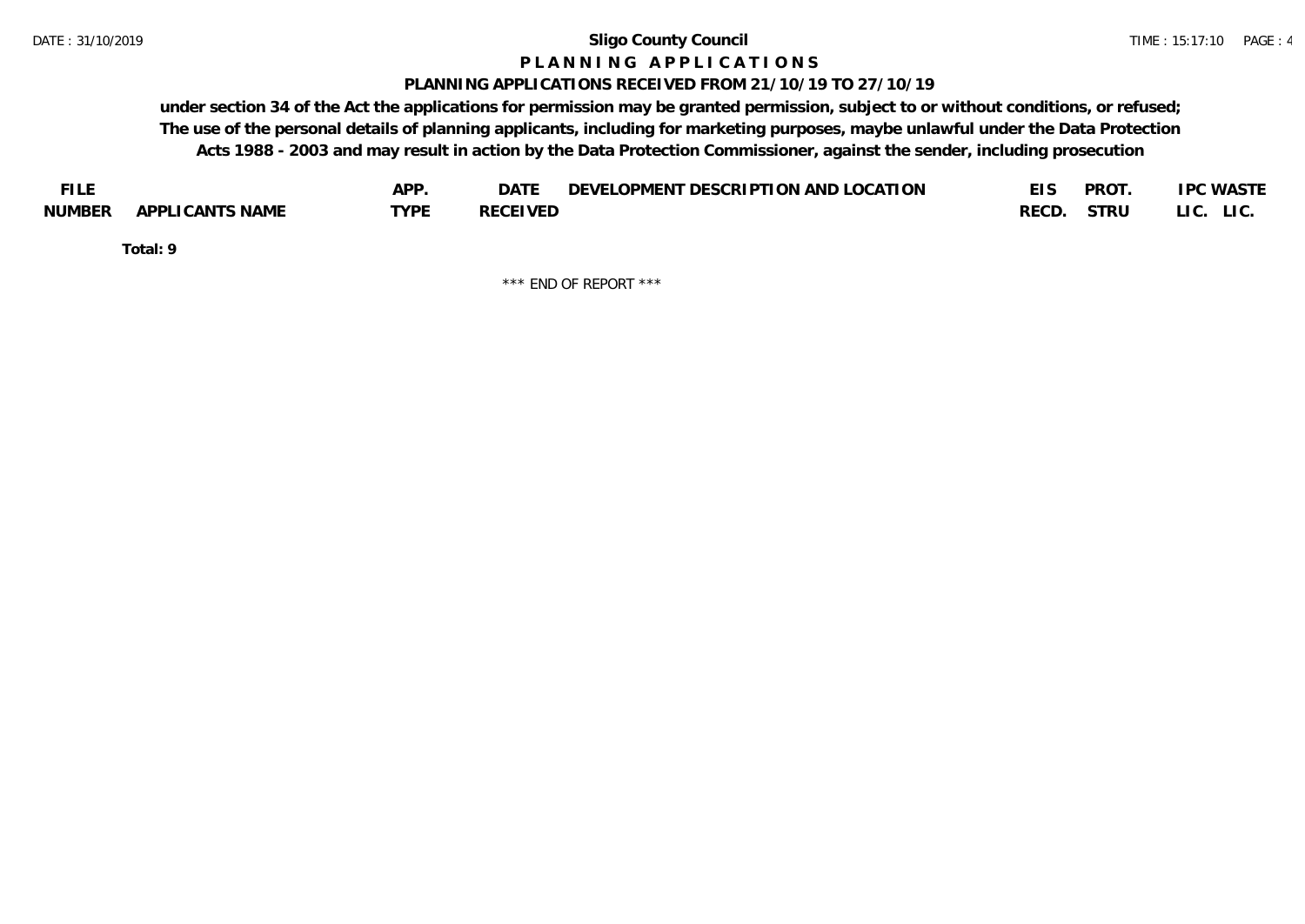**Sligo County Council**

**P L A N N I N G   A P P L I C A T I O N S**

**PLANNING APPLICATIONS RECEIVED FROM 21/10/19 TO 27/10/19**

**under section 34 of the Act the applications for permission may be granted permission, subject to or without conditions, or refused; The use of the personal details of planning applicants, including for marketing purposes, maybe unlawful under the Data Protection Acts 1988 - 2003 and may result in action by the Data Protection Commissioner, against the sender, including prosecution**

| FILE NUMBER | APPLICANTS NAME | APP. TYPE | DATE RECEIVED | DEVELOPMENT DESCRIPTION AND LOCATION | EIS RECD. | PROT. STRU | IPC LIC. | WASTE LIC. |
|---|---|---|---|---|---|---|---|---|

**Total: 9**

\*\*\* END OF REPORT \*\*\*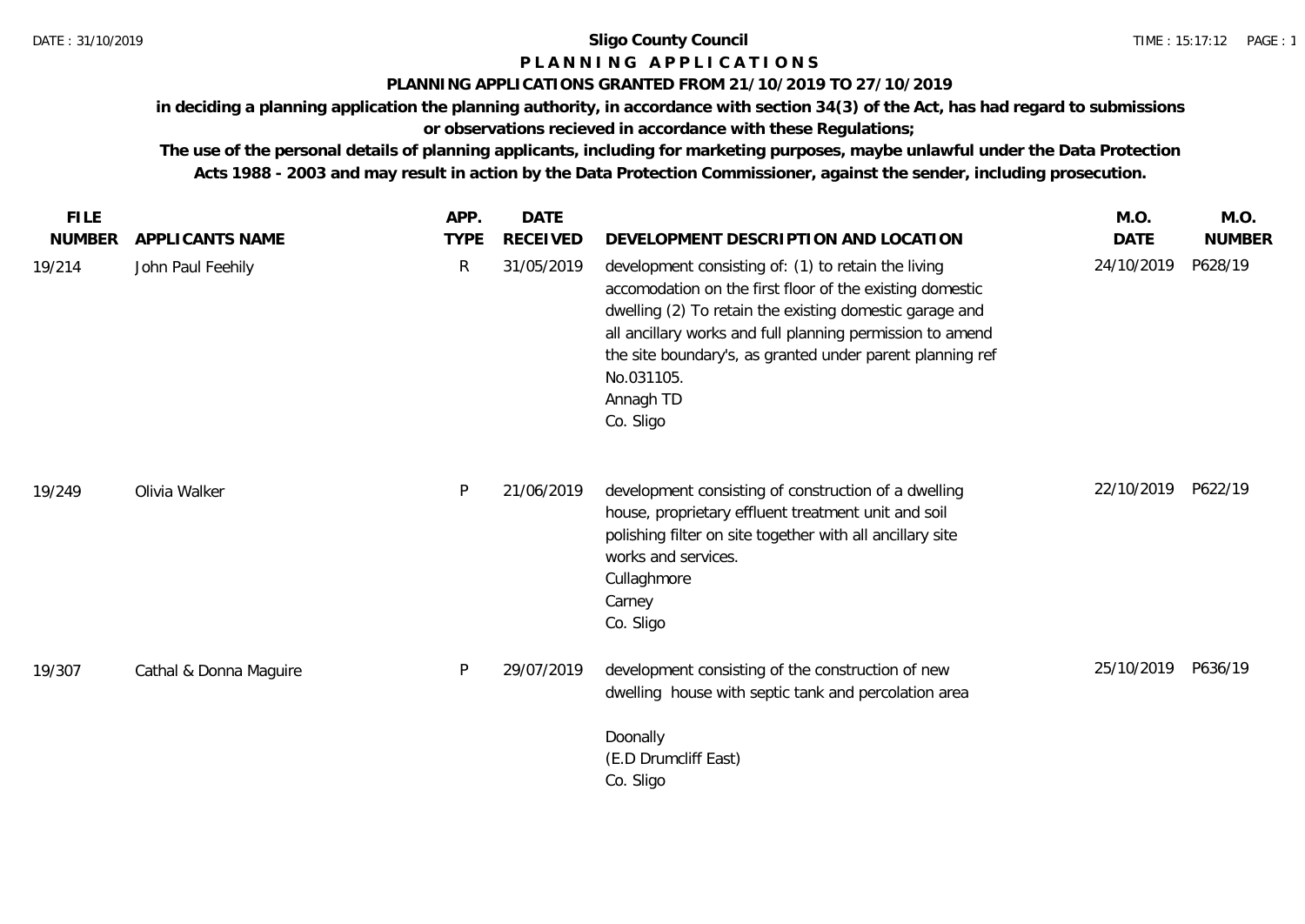# Sligo County Council

## P L A N N I N G  A P P L I C A T I O N S

### PLANNING APPLICATIONS GRANTED FROM 21/10/2019 TO 27/10/2019

**in deciding a planning application the planning authority, in accordance with section 34(3) of the Act, has had regard to submissions or observations recieved in accordance with these Regulations;**

**The use of the personal details of planning applicants, including for marketing purposes, maybe unlawful under the Data Protection Acts 1988 - 2003 and may result in action by the Data Protection Commissioner, against the sender, including prosecution.**

| FILE NUMBER | APPLICANTS NAME | APP. TYPE | DATE RECEIVED | DEVELOPMENT DESCRIPTION AND LOCATION | M.O. DATE | M.O. NUMBER |
|---|---|---|---|---|---|---|
| 19/214 | John Paul Feehily | R | 31/05/2019 | development consisting of: (1) to retain the living accomodation on the first floor of the existing domestic dwelling (2) To retain the existing domestic garage and all ancillary works and full planning permission to amend the site boundary's, as granted under parent planning ref No.031105.<br>Annagh TD<br>Co. Sligo | 24/10/2019 | P628/19 |
| 19/249 | Olivia Walker | P | 21/06/2019 | development consisting of construction of a dwelling house, proprietary effluent treatment unit and soil polishing filter on site together with all ancillary site works and services.<br>Cullaghmore<br>Carney<br>Co. Sligo | 22/10/2019 | P622/19 |
| 19/307 | Cathal & Donna Maguire | P | 29/07/2019 | development consisting of the construction of new dwelling house with septic tank and percolation area<br>Doonally<br>(E.D Drumcliff East)<br>Co. Sligo | 25/10/2019 | P636/19 |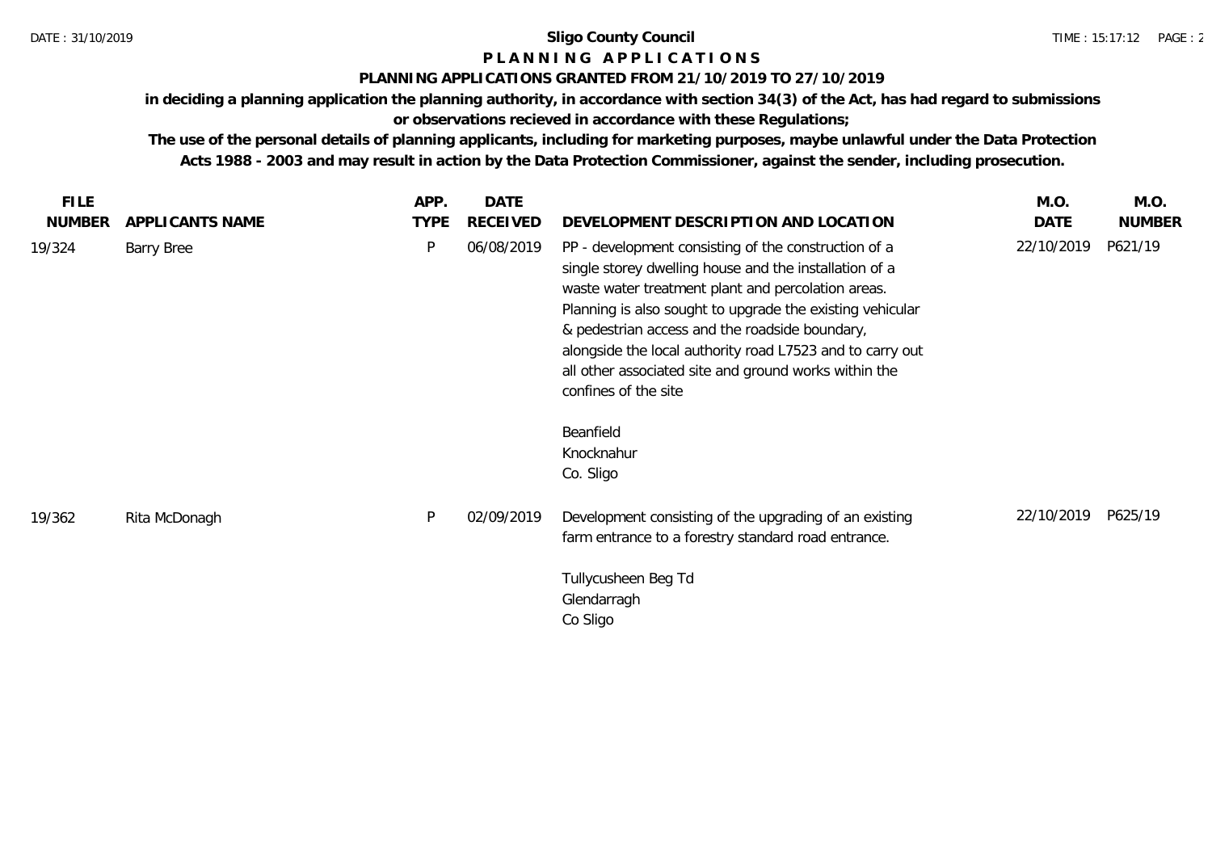# Sligo County Council

## P L A N N I N G   A P P L I C A T I O N S

### PLANNING APPLICATIONS GRANTED FROM 21/10/2019 TO 27/10/2019

**in deciding a planning application the planning authority, in accordance with section 34(3) of the Act, has had regard to submissions or observations recieved in accordance with these Regulations;**

**The use of the personal details of planning applicants, including for marketing purposes, maybe unlawful under the Data Protection Acts 1988 - 2003 and may result in action by the Data Protection Commissioner, against the sender, including prosecution.**

| FILE NUMBER | APPLICANTS NAME | APP. TYPE | DATE RECEIVED | DEVELOPMENT DESCRIPTION AND LOCATION | M.O. DATE | M.O. NUMBER |
|---|---|---|---|---|---|---|
| 19/324 | Barry Bree | P | 06/08/2019 | PP - development consisting of the construction of a single storey dwelling house and the installation of a waste water treatment plant and percolation areas. Planning is also sought to upgrade the existing vehicular & pedestrian access and the roadside boundary, alongside the local authority road L7523 and to carry out all other associated site and ground works within the confines of the site<br><br>Beanfield<br>Knocknahur<br>Co. Sligo | 22/10/2019 | P621/19 |
| 19/362 | Rita McDonagh | P | 02/09/2019 | Development consisting of the upgrading of an existing farm entrance to a forestry standard road entrance.<br><br>Tullycusheen Beg Td<br>Glendarragh<br>Co Sligo | 22/10/2019 | P625/19 |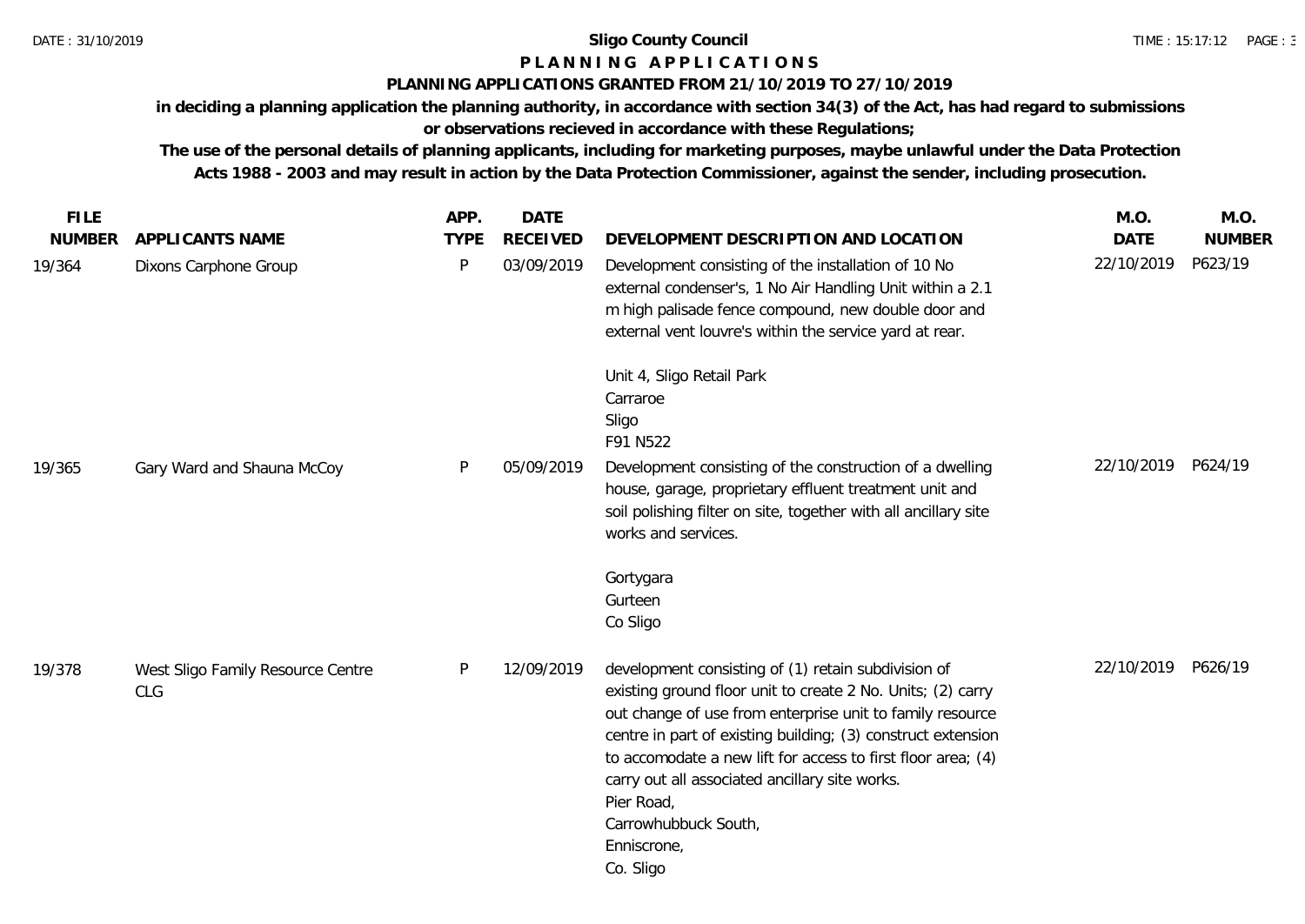**Sligo County Council**

**PLANNING APPLICATIONS**

**PLANNING APPLICATIONS GRANTED FROM 21/10/2019 TO 27/10/2019**

**in deciding a planning application the planning authority, in accordance with section 34(3) of the Act, has had regard to submissions or observations recieved in accordance with these Regulations;**

**The use of the personal details of planning applicants, including for marketing purposes, maybe unlawful under the Data Protection Acts 1988 - 2003 and may result in action by the Data Protection Commissioner, against the sender, including prosecution.**

| FILE NUMBER | APPLICANTS NAME | APP. TYPE | DATE RECEIVED | DEVELOPMENT DESCRIPTION AND LOCATION | M.O. DATE | M.O. NUMBER |
|---|---|---|---|---|---|---|
| 19/364 | Dixons Carphone Group | P | 03/09/2019 | Development consisting of the installation of 10 No external condenser's, 1 No Air Handling Unit within a 2.1 m high palisade fence compound, new double door and external vent louvre's within the service yard at rear.<br><br>Unit 4, Sligo Retail Park<br>Carraroe<br>Sligo<br>F91 N522 | 22/10/2019 | P623/19 |
| 19/365 | Gary Ward and Shauna McCoy | P | 05/09/2019 | Development consisting of the construction of a dwelling house, garage, proprietary effluent treatment unit and soil polishing filter on site, together with all ancillary site works and services.<br><br>Gortygara<br>Gurteen<br>Co Sligo | 22/10/2019 | P624/19 |
| 19/378 | West Sligo Family Resource Centre CLG | P | 12/09/2019 | development consisting of (1) retain subdivision of existing ground floor unit to create 2 No. Units; (2) carry out change of use from enterprise unit to family resource centre in part of existing building; (3) construct extension to accomodate a new lift for access to first floor area; (4) carry out all associated ancillary site works.<br>Pier Road,<br>Carrowhubbuck South,<br>Enniscrone,<br>Co. Sligo | 22/10/2019 | P626/19 |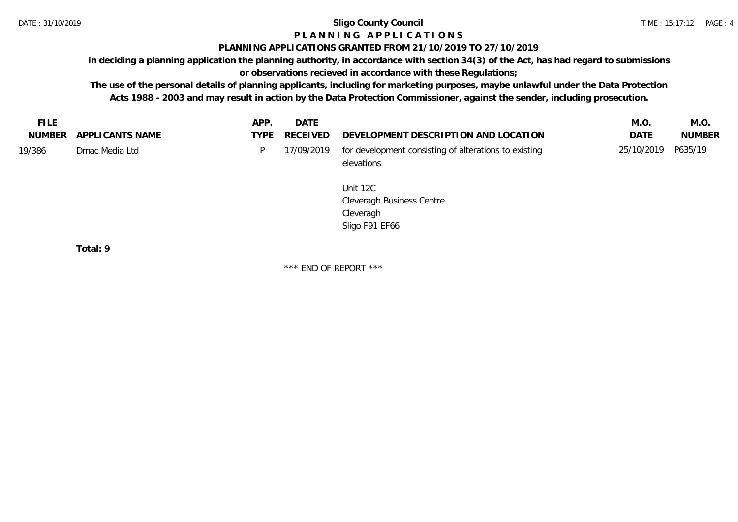**Sligo County Council**

**P L A N N I N G   A P P L I C A T I O N S**

**PLANNING APPLICATIONS GRANTED FROM 21/10/2019 TO 27/10/2019**

**in deciding a planning application the planning authority, in accordance with section 34(3) of the Act, has had regard to submissions or observations recieved in accordance with these Regulations;**

**The use of the personal details of planning applicants, including for marketing purposes, maybe unlawful under the Data Protection Acts 1988 - 2003 and may result in action by the Data Protection Commissioner, against the sender, including prosecution.**

| FILE NUMBER | APPLICANTS NAME | APP. TYPE | DATE RECEIVED | DEVELOPMENT DESCRIPTION AND LOCATION | M.O. DATE | M.O. NUMBER |
|---|---|---|---|---|---|---|
| 19/386 | Dmac Media Ltd | P | 17/09/2019 | for development consisting of alterations to existing elevations<br><br>Unit 12C<br>Cleveragh Business Centre<br>Cleveragh<br>Sligo F91 EF66 | 25/10/2019 | P635/19 |

**Total: 9**

\*\*\* END OF REPORT \*\*\*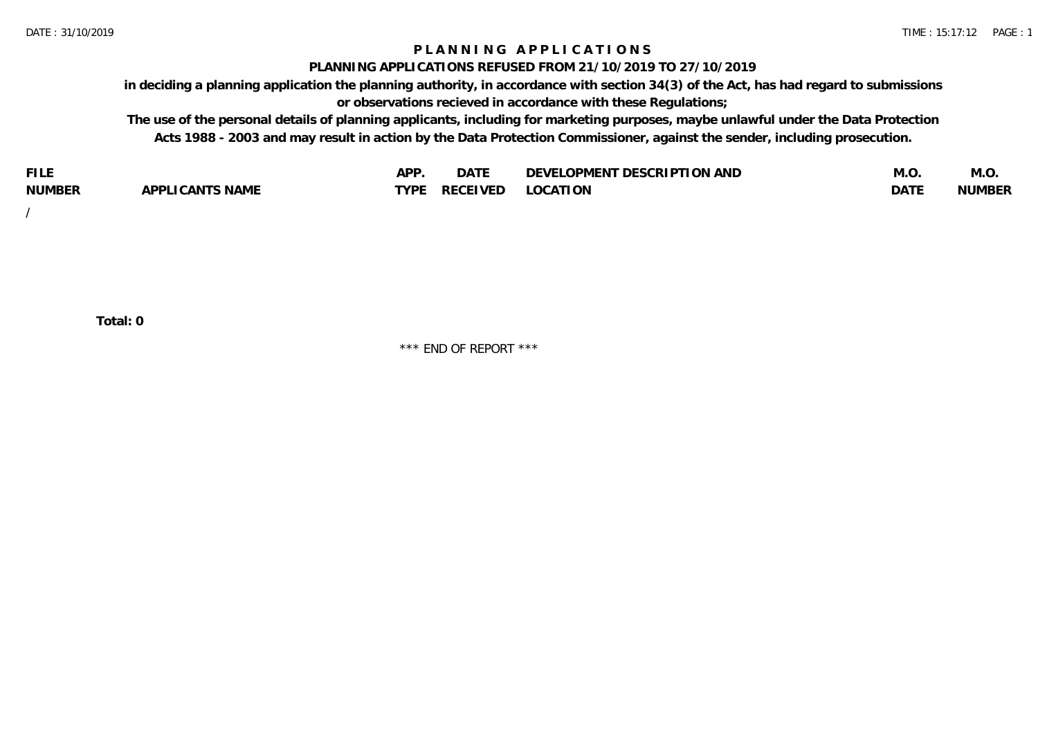# P L A N N I N G   A P P L I C A T I O N S

## PLANNING APPLICATIONS REFUSED FROM 21/10/2019 TO 27/10/2019

**in deciding a planning application the planning authority, in accordance with section 34(3) of the Act, has had regard to submissions or observations recieved in accordance with these Regulations;**

**The use of the personal details of planning applicants, including for marketing purposes, maybe unlawful under the Data Protection Acts 1988 - 2003 and may result in action by the Data Protection Commissioner, against the sender, including prosecution.**

| FILE NUMBER | APPLICANTS NAME | APP. TYPE | DATE RECEIVED | DEVELOPMENT DESCRIPTION AND LOCATION | M.O. DATE | M.O. NUMBER |
|---|---|---|---|---|---|---|
| / | | | | | | |

**Total: 0**

\*\*\* END OF REPORT \*\*\*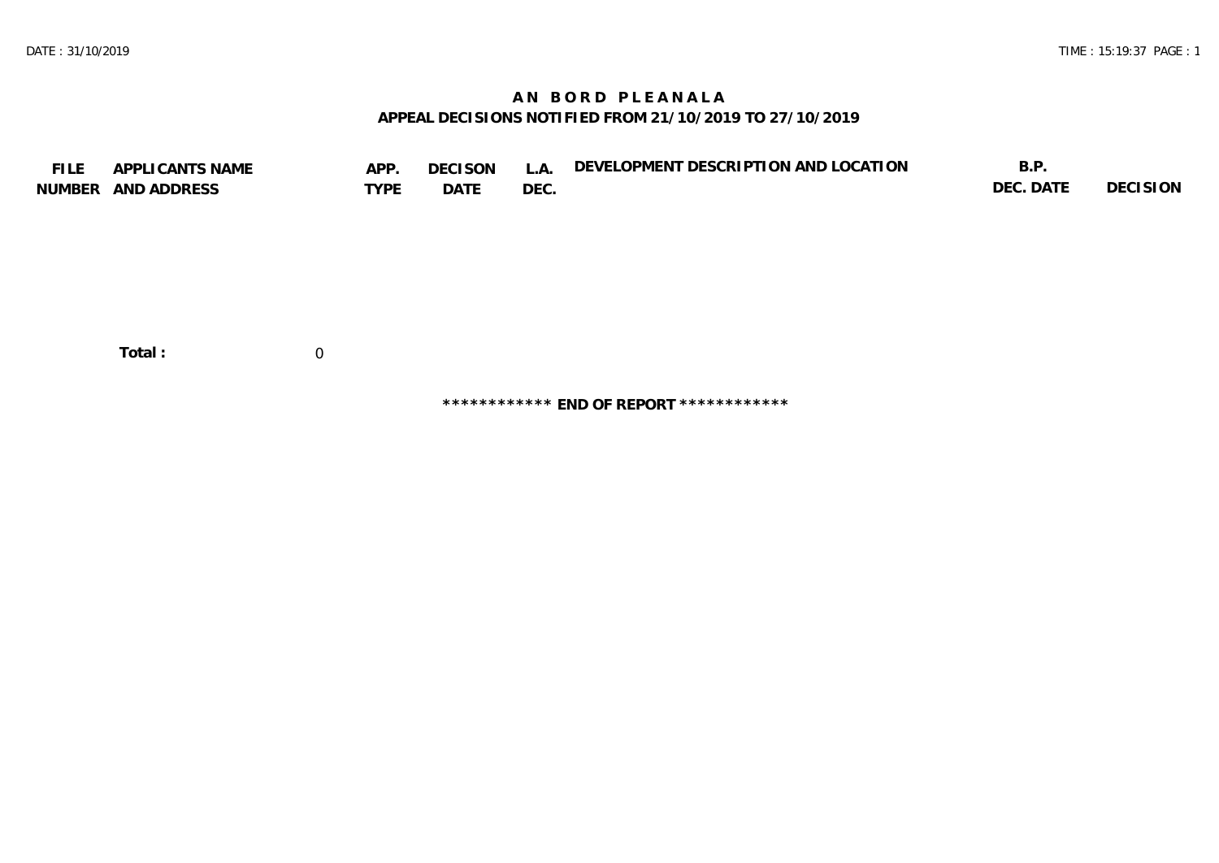# AN BORD PLEANALA

## APPEAL DECISIONS NOTIFIED FROM 21/10/2019 TO 27/10/2019

| FILE NUMBER | APPLICANTS NAME AND ADDRESS | APP. TYPE | DECISON DATE | L.A. DEC. | DEVELOPMENT DESCRIPTION AND LOCATION | B.P. DEC. DATE | DECISION |
|---|---|---|---|---|---|---|---|

**Total :** 0

************ **END OF REPORT** ************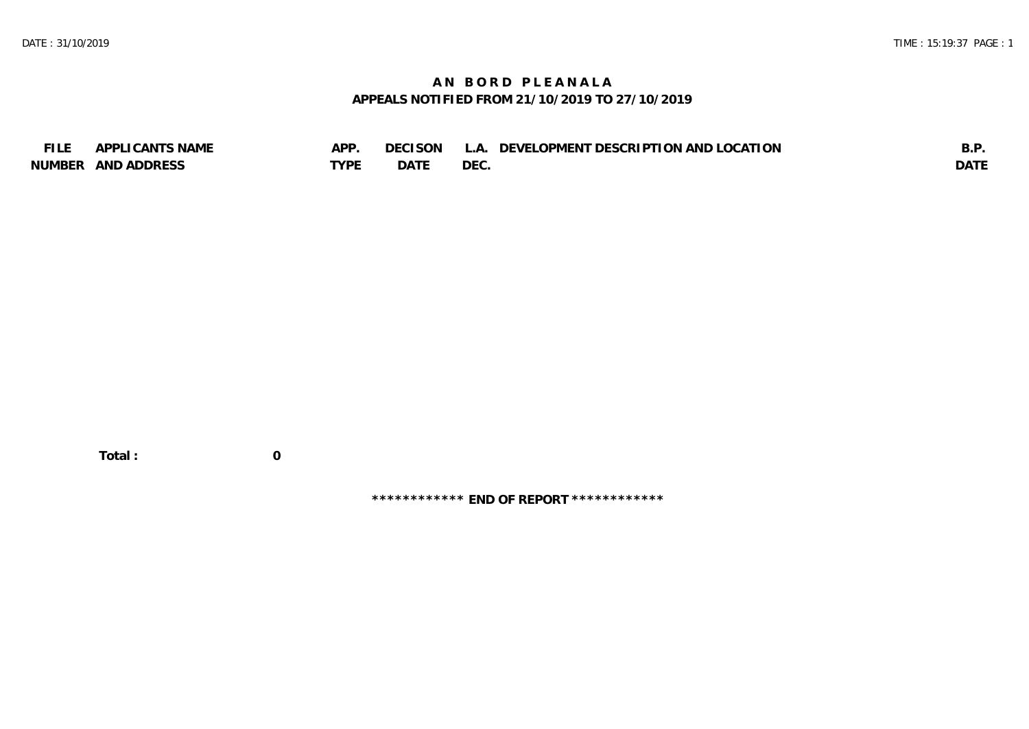# AN BORD PLEANALA

## APPEALS NOTIFIED FROM 21/10/2019 TO 27/10/2019

| FILE NUMBER | APPLICANTS NAME AND ADDRESS | APP. TYPE | DECISON DATE | L.A. DEC. | DEVELOPMENT DESCRIPTION AND LOCATION | B.P. DATE |
|---|---|---|---|---|---|---|

**Total : 0**

**************** END OF REPORT ****************